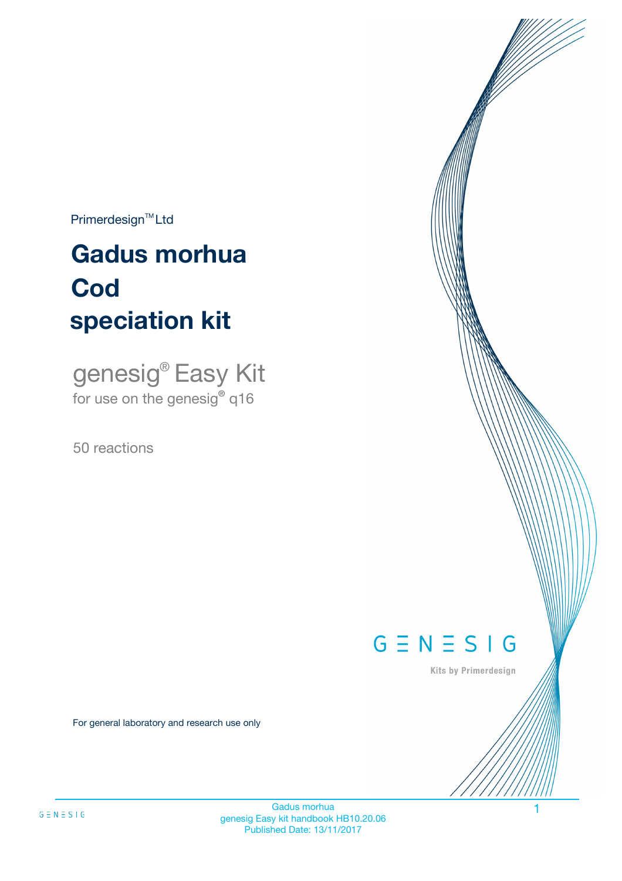Primerdesign™ Ltd

# Gadus morhua Cod speciation kit

genesig® Easy Kit
for use on the genesig® q16

50 reactions

GENESIG

Kits by Primerdesign

For general laboratory and research use only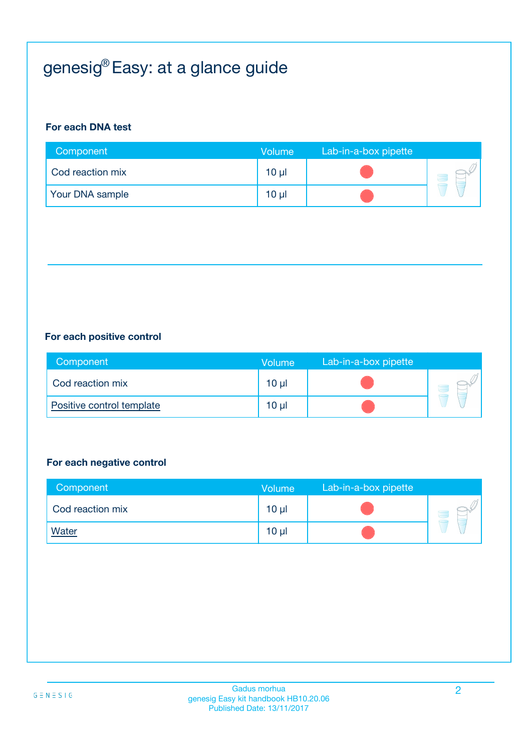# genesig® Easy: at a glance guide

**For each DNA test**

| Component | Volume | Lab-in-a-box pipette |
|---|---|---|
| Cod reaction mix | 10 µl | ● |
| Your DNA sample | 10 µl | ● |

**For each positive control**

| Component | Volume | Lab-in-a-box pipette |
|---|---|---|
| Cod reaction mix | 10 µl | ● |
| Positive control template | 10 µl | ● |

**For each negative control**

| Component | Volume | Lab-in-a-box pipette |
|---|---|---|
| Cod reaction mix | 10 µl | ● |
| Water | 10 µl | ● |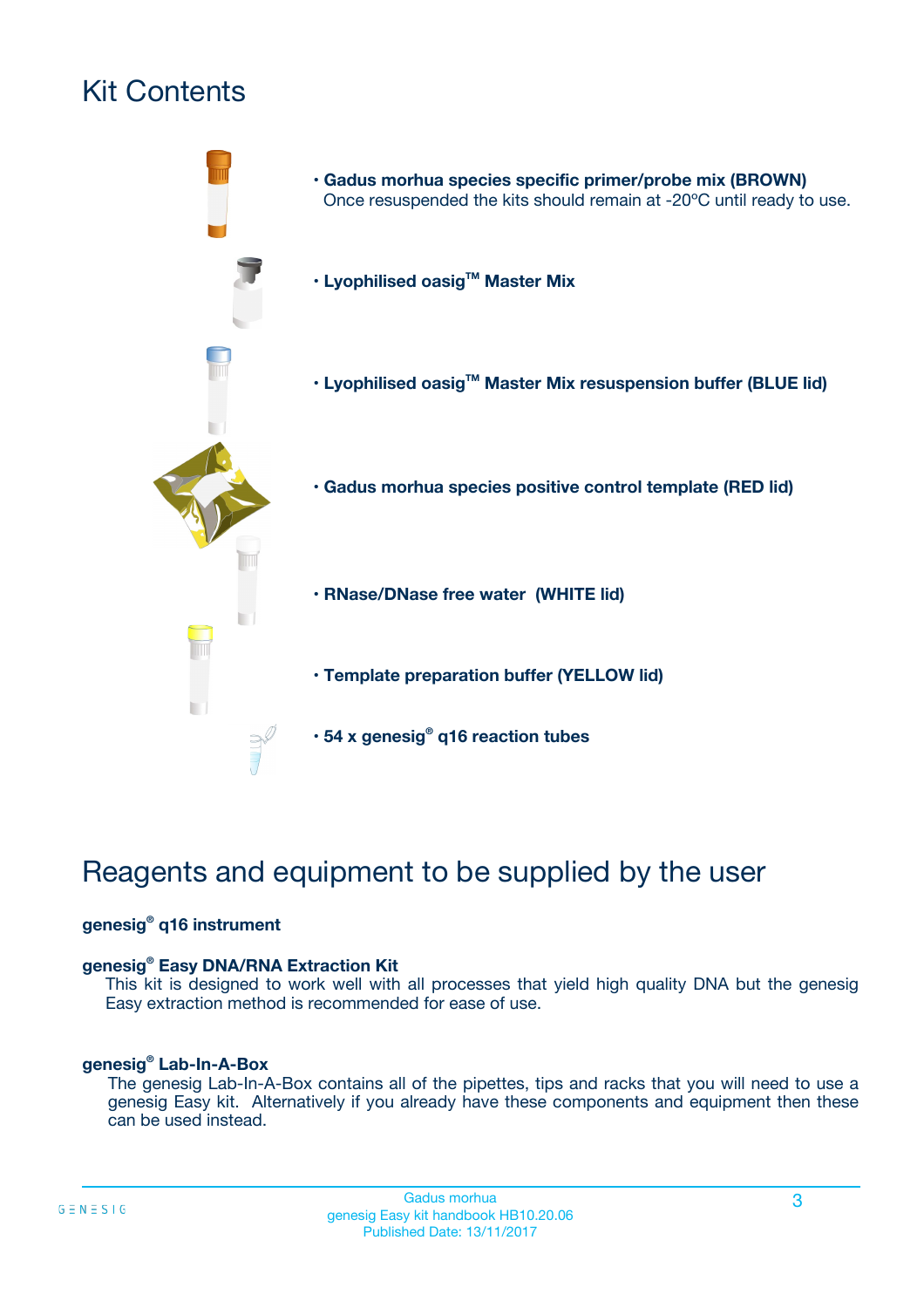# Kit Contents

- **Gadus morhua species specific primer/probe mix (BROWN)**
  Once resuspended the kits should remain at -20ºC until ready to use.
- **Lyophilised oasig™ Master Mix**
- **Lyophilised oasig™ Master Mix resuspension buffer (BLUE lid)**
- **Gadus morhua species positive control template (RED lid)**
- **RNase/DNase free water (WHITE lid)**
- **Template preparation buffer (YELLOW lid)**
- **54 x genesig® q16 reaction tubes**

# Reagents and equipment to be supplied by the user

**genesig® q16 instrument**

**genesig® Easy DNA/RNA Extraction Kit**
This kit is designed to work well with all processes that yield high quality DNA but the genesig Easy extraction method is recommended for ease of use.

**genesig® Lab-In-A-Box**
The genesig Lab-In-A-Box contains all of the pipettes, tips and racks that you will need to use a genesig Easy kit. Alternatively if you already have these components and equipment then these can be used instead.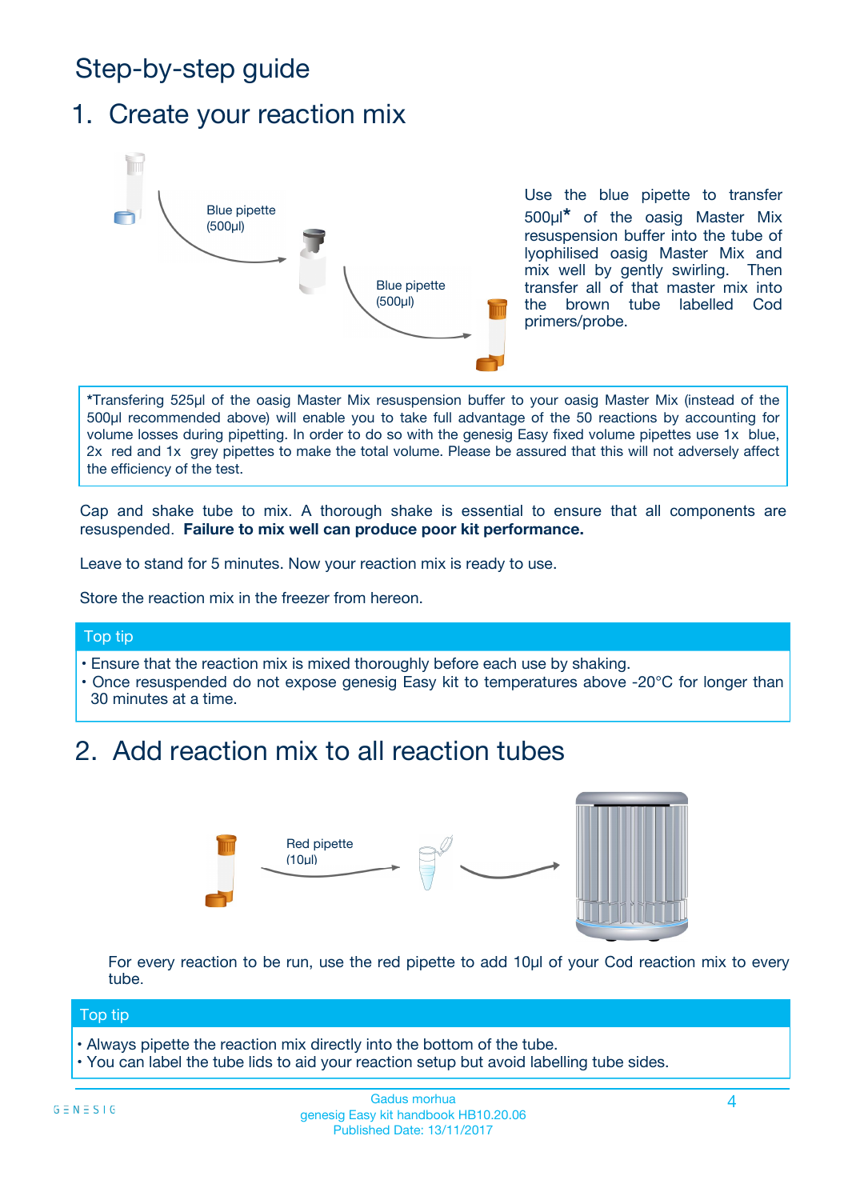# Step-by-step guide

## 1. Create your reaction mix

Blue pipette (500µl)

Blue pipette (500µl)

Use the blue pipette to transfer 500µl* of the oasig Master Mix resuspension buffer into the tube of lyophilised oasig Master Mix and mix well by gently swirling. Then transfer all of that master mix into the brown tube labelled Cod primers/probe.

*Transfering 525µl of the oasig Master Mix resuspension buffer to your oasig Master Mix (instead of the 500µl recommended above) will enable you to take full advantage of the 50 reactions by accounting for volume losses during pipetting. In order to do so with the genesig Easy fixed volume pipettes use 1x blue, 2x red and 1x grey pipettes to make the total volume. Please be assured that this will not adversely affect the efficiency of the test.

Cap and shake tube to mix. A thorough shake is essential to ensure that all components are resuspended. **Failure to mix well can produce poor kit performance.**

Leave to stand for 5 minutes. Now your reaction mix is ready to use.

Store the reaction mix in the freezer from hereon.

**Top tip**

- Ensure that the reaction mix is mixed thoroughly before each use by shaking.
- Once resuspended do not expose genesig Easy kit to temperatures above -20°C for longer than 30 minutes at a time.

## 2. Add reaction mix to all reaction tubes

Red pipette (10µl)

For every reaction to be run, use the red pipette to add 10µl of your Cod reaction mix to every tube.

**Top tip**

- Always pipette the reaction mix directly into the bottom of the tube.
- You can label the tube lids to aid your reaction setup but avoid labelling tube sides.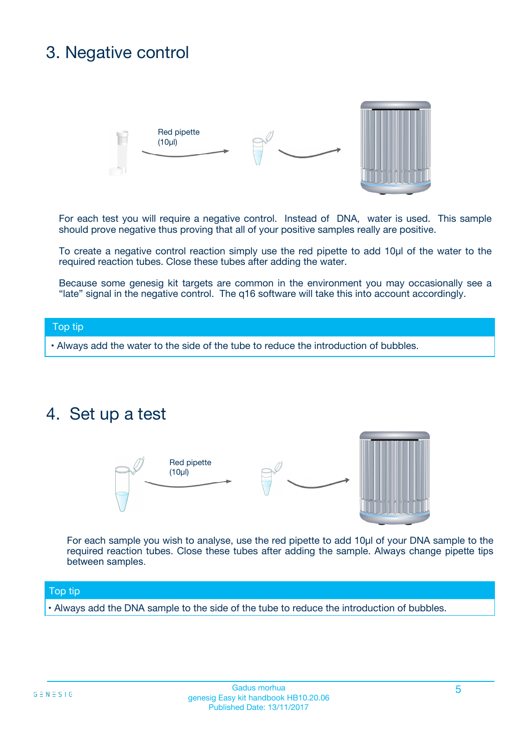# 3. Negative control

Red pipette (10µl)

For each test you will require a negative control. Instead of DNA, water is used. This sample should prove negative thus proving that all of your positive samples really are positive.

To create a negative control reaction simply use the red pipette to add 10µl of the water to the required reaction tubes. Close these tubes after adding the water.

Because some genesig kit targets are common in the environment you may occasionally see a "late" signal in the negative control. The q16 software will take this into account accordingly.

**Top tip**

- Always add the water to the side of the tube to reduce the introduction of bubbles.

# 4. Set up a test

Red pipette (10µl)

For each sample you wish to analyse, use the red pipette to add 10µl of your DNA sample to the required reaction tubes. Close these tubes after adding the sample. Always change pipette tips between samples.

**Top tip**

- Always add the DNA sample to the side of the tube to reduce the introduction of bubbles.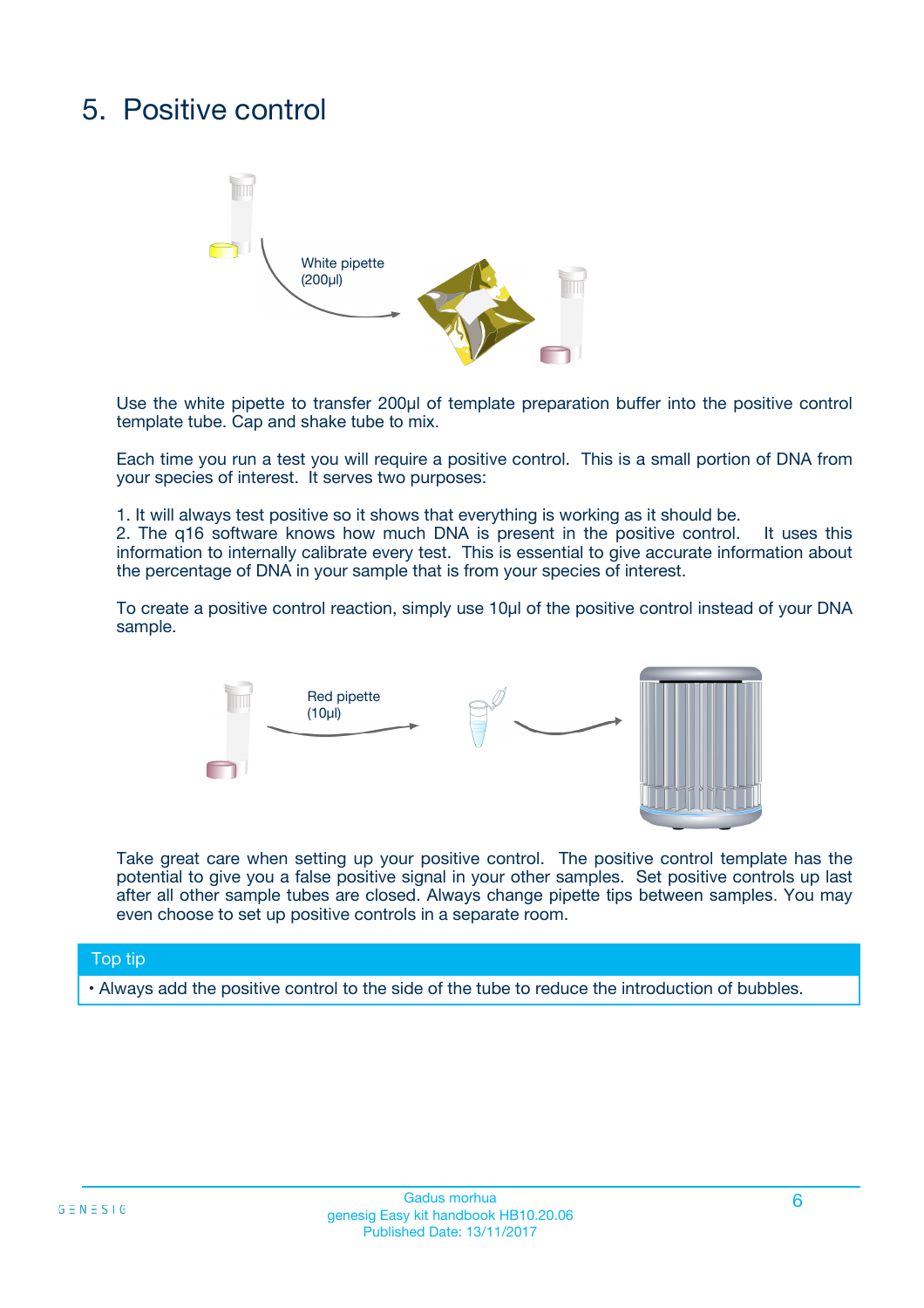# 5. Positive control

White pipette (200µl)

Use the white pipette to transfer 200µl of template preparation buffer into the positive control template tube. Cap and shake tube to mix.

Each time you run a test you will require a positive control. This is a small portion of DNA from your species of interest. It serves two purposes:

1. It will always test positive so it shows that everything is working as it should be.
2. The q16 software knows how much DNA is present in the positive control. It uses this information to internally calibrate every test. This is essential to give accurate information about the percentage of DNA in your sample that is from your species of interest.

To create a positive control reaction, simply use 10µl of the positive control instead of your DNA sample.

Red pipette (10µl)

Take great care when setting up your positive control. The positive control template has the potential to give you a false positive signal in your other samples. Set positive controls up last after all other sample tubes are closed. Always change pipette tips between samples. You may even choose to set up positive controls in a separate room.

**Top tip**

- Always add the positive control to the side of the tube to reduce the introduction of bubbles.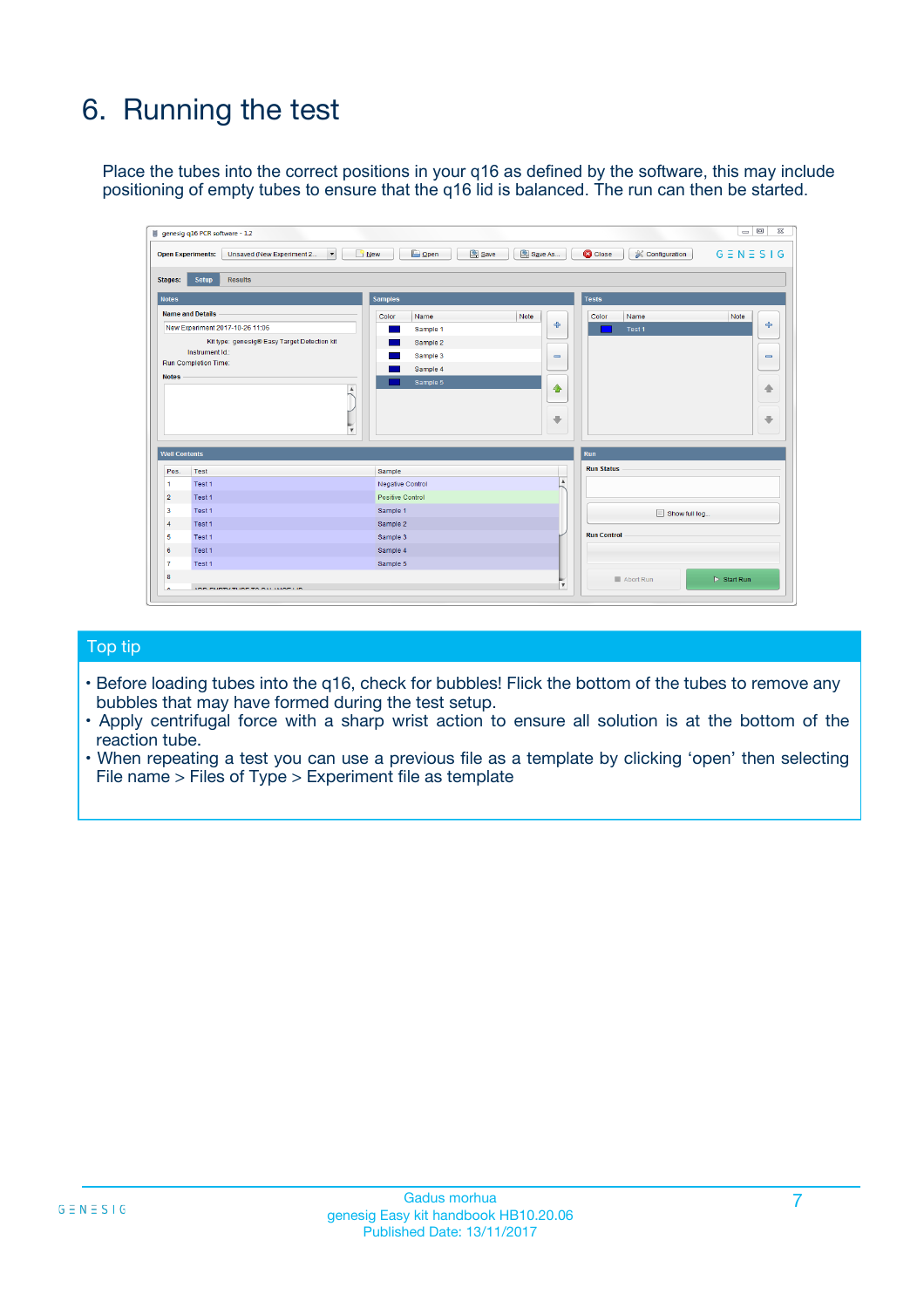# 6. Running the test

Place the tubes into the correct positions in your q16 as defined by the software, this may include positioning of empty tubes to ensure that the q16 lid is balanced. The run can then be started.

## Top tip

- Before loading tubes into the q16, check for bubbles! Flick the bottom of the tubes to remove any bubbles that may have formed during the test setup.
- Apply centrifugal force with a sharp wrist action to ensure all solution is at the bottom of the reaction tube.
- When repeating a test you can use a previous file as a template by clicking 'open' then selecting File name > Files of Type > Experiment file as template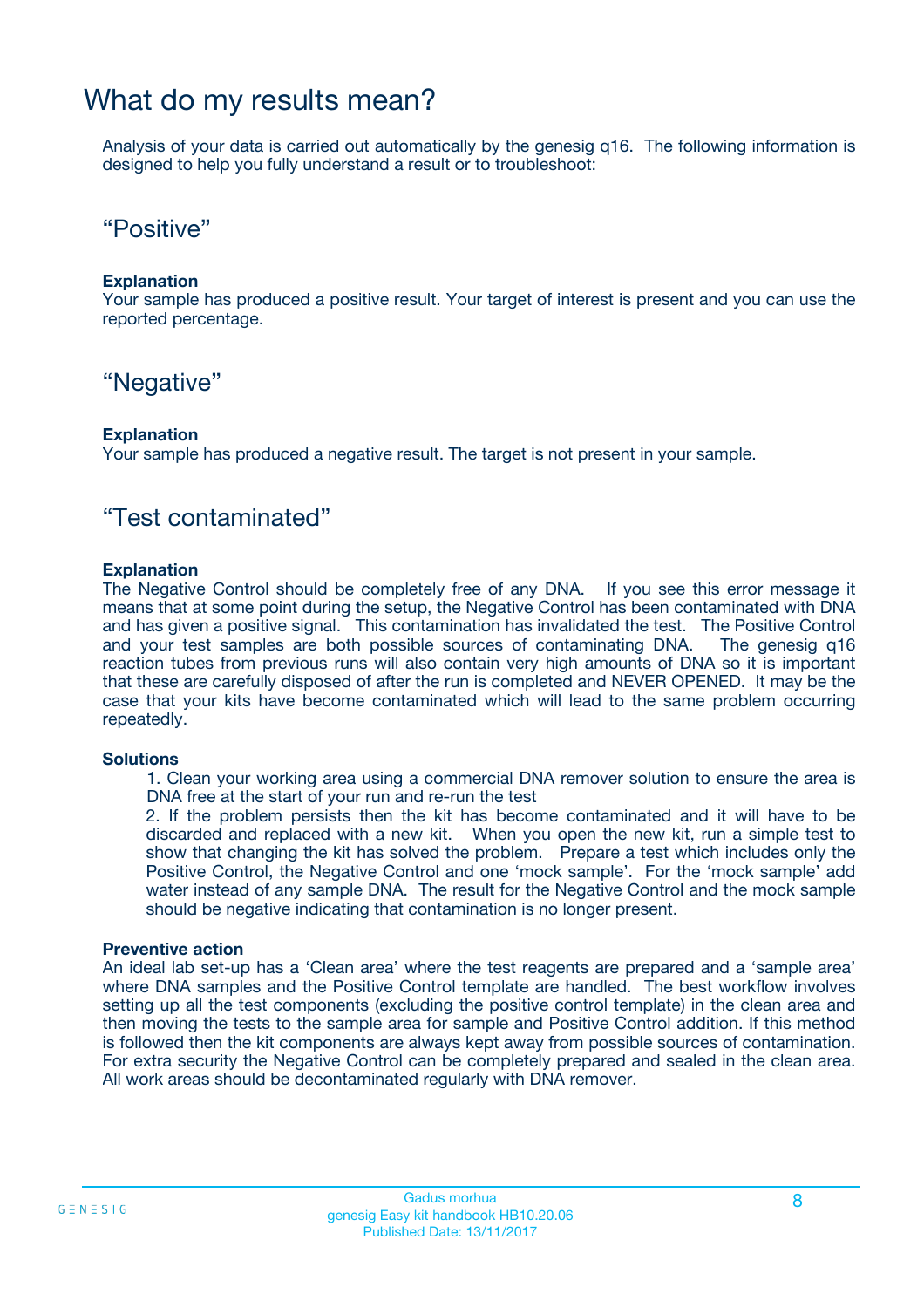# What do my results mean?

Analysis of your data is carried out automatically by the genesig q16. The following information is designed to help you fully understand a result or to troubleshoot:

## “Positive”

**Explanation**
Your sample has produced a positive result. Your target of interest is present and you can use the reported percentage.

## “Negative”

**Explanation**
Your sample has produced a negative result. The target is not present in your sample.

## “Test contaminated”

**Explanation**
The Negative Control should be completely free of any DNA. If you see this error message it means that at some point during the setup, the Negative Control has been contaminated with DNA and has given a positive signal. This contamination has invalidated the test. The Positive Control and your test samples are both possible sources of contaminating DNA. The genesig q16 reaction tubes from previous runs will also contain very high amounts of DNA so it is important that these are carefully disposed of after the run is completed and NEVER OPENED. It may be the case that your kits have become contaminated which will lead to the same problem occurring repeatedly.

**Solutions**

1. Clean your working area using a commercial DNA remover solution to ensure the area is DNA free at the start of your run and re-run the test
2. If the problem persists then the kit has become contaminated and it will have to be discarded and replaced with a new kit. When you open the new kit, run a simple test to show that changing the kit has solved the problem. Prepare a test which includes only the Positive Control, the Negative Control and one ‘mock sample’. For the ‘mock sample’ add water instead of any sample DNA. The result for the Negative Control and the mock sample should be negative indicating that contamination is no longer present.

**Preventive action**
An ideal lab set-up has a ‘Clean area’ where the test reagents are prepared and a ‘sample area’ where DNA samples and the Positive Control template are handled. The best workflow involves setting up all the test components (excluding the positive control template) in the clean area and then moving the tests to the sample area for sample and Positive Control addition. If this method is followed then the kit components are always kept away from possible sources of contamination. For extra security the Negative Control can be completely prepared and sealed in the clean area. All work areas should be decontaminated regularly with DNA remover.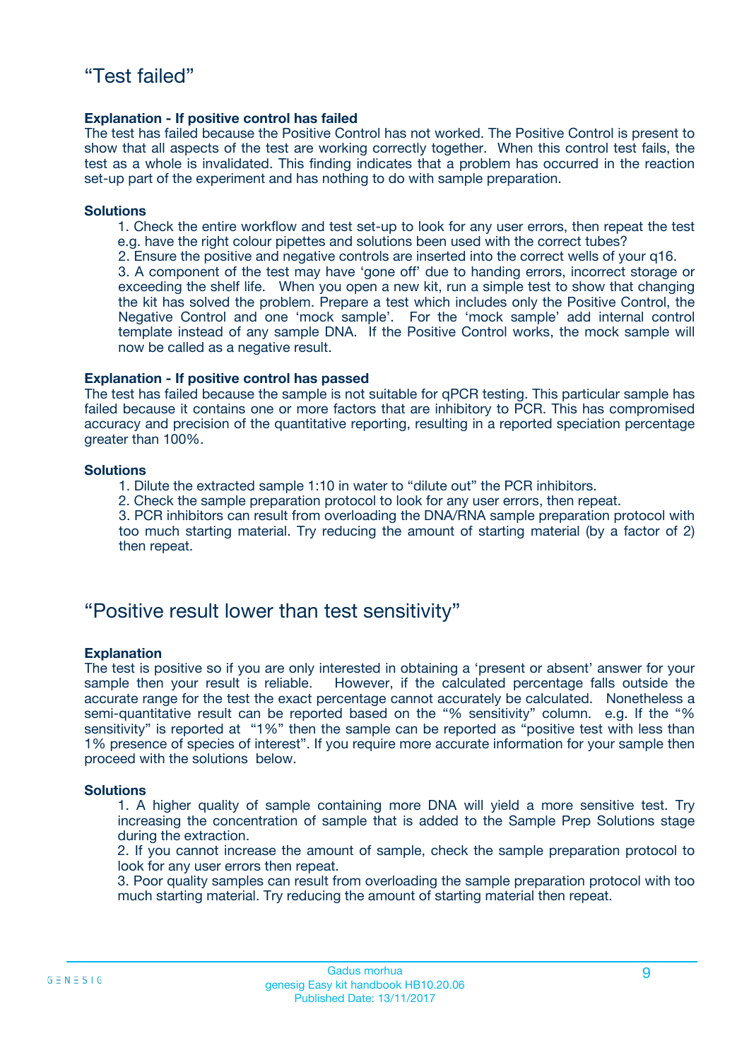## "Test failed"

**Explanation - If positive control has failed**

The test has failed because the Positive Control has not worked. The Positive Control is present to show that all aspects of the test are working correctly together. When this control test fails, the test as a whole is invalidated. This finding indicates that a problem has occurred in the reaction set-up part of the experiment and has nothing to do with sample preparation.

**Solutions**

1. Check the entire workflow and test set-up to look for any user errors, then repeat the test e.g. have the right colour pipettes and solutions been used with the correct tubes?
2. Ensure the positive and negative controls are inserted into the correct wells of your q16.
3. A component of the test may have 'gone off' due to handing errors, incorrect storage or exceeding the shelf life. When you open a new kit, run a simple test to show that changing the kit has solved the problem. Prepare a test which includes only the Positive Control, the Negative Control and one 'mock sample'. For the 'mock sample' add internal control template instead of any sample DNA. If the Positive Control works, the mock sample will now be called as a negative result.

**Explanation - If positive control has passed**

The test has failed because the sample is not suitable for qPCR testing. This particular sample has failed because it contains one or more factors that are inhibitory to PCR. This has compromised accuracy and precision of the quantitative reporting, resulting in a reported speciation percentage greater than 100%.

**Solutions**

1. Dilute the extracted sample 1:10 in water to "dilute out" the PCR inhibitors.
2. Check the sample preparation protocol to look for any user errors, then repeat.
3. PCR inhibitors can result from overloading the DNA/RNA sample preparation protocol with too much starting material. Try reducing the amount of starting material (by a factor of 2) then repeat.

## "Positive result lower than test sensitivity"

**Explanation**

The test is positive so if you are only interested in obtaining a 'present or absent' answer for your sample then your result is reliable. However, if the calculated percentage falls outside the accurate range for the test the exact percentage cannot accurately be calculated. Nonetheless a semi-quantitative result can be reported based on the "% sensitivity" column. e.g. If the "% sensitivity" is reported at "1%" then the sample can be reported as "positive test with less than 1% presence of species of interest". If you require more accurate information for your sample then proceed with the solutions below.

**Solutions**

1. A higher quality of sample containing more DNA will yield a more sensitive test. Try increasing the concentration of sample that is added to the Sample Prep Solutions stage during the extraction.
2. If you cannot increase the amount of sample, check the sample preparation protocol to look for any user errors then repeat.
3. Poor quality samples can result from overloading the sample preparation protocol with too much starting material. Try reducing the amount of starting material then repeat.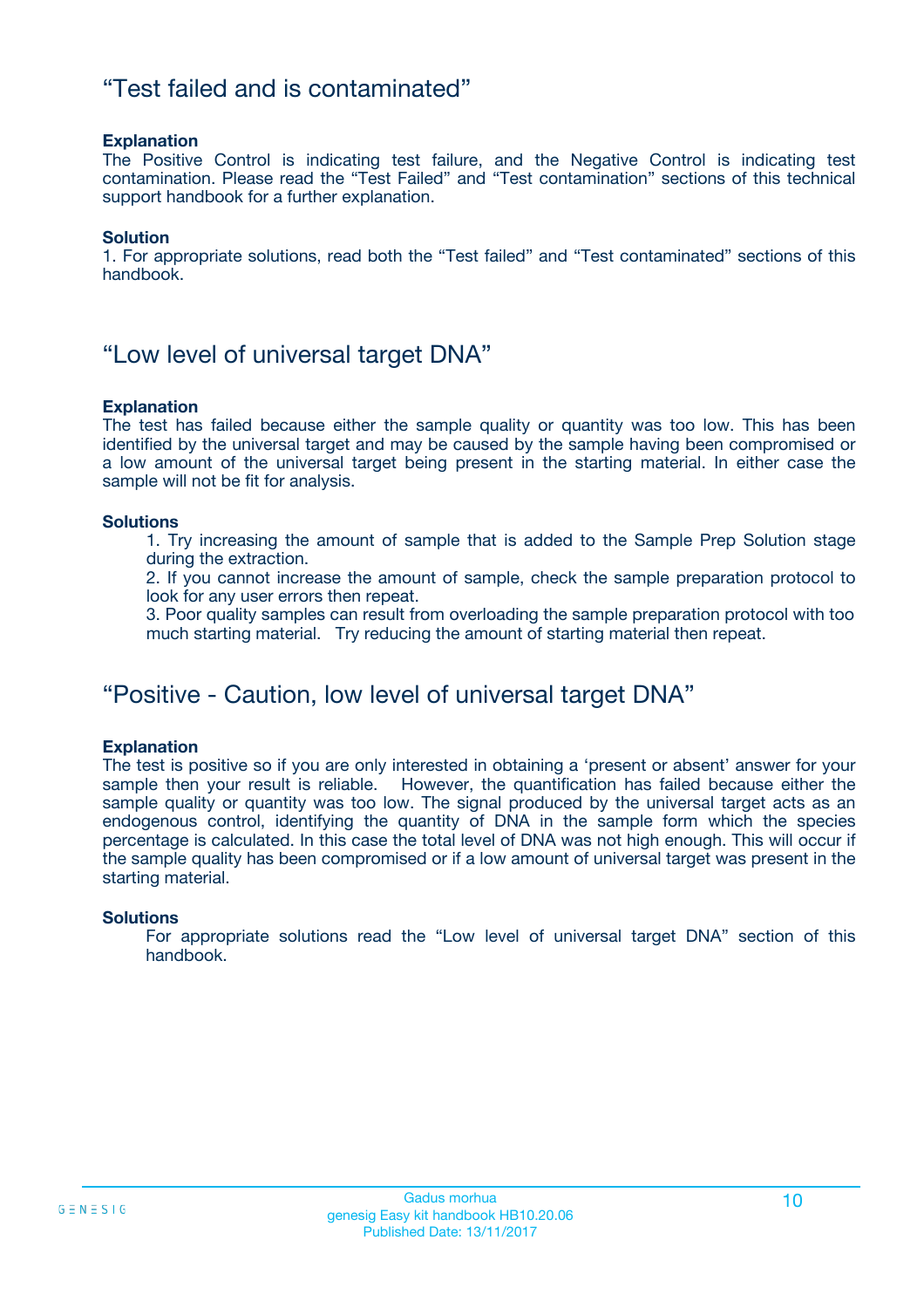## “Test failed and is contaminated”

**Explanation**
The Positive Control is indicating test failure, and the Negative Control is indicating test contamination. Please read the “Test Failed” and “Test contamination” sections of this technical support handbook for a further explanation.

**Solution**
1. For appropriate solutions, read both the “Test failed” and “Test contaminated” sections of this handbook.

## “Low level of universal target DNA”

**Explanation**
The test has failed because either the sample quality or quantity was too low. This has been identified by the universal target and may be caused by the sample having been compromised or a low amount of the universal target being present in the starting material. In either case the sample will not be fit for analysis.

**Solutions**

1. Try increasing the amount of sample that is added to the Sample Prep Solution stage during the extraction.
2. If you cannot increase the amount of sample, check the sample preparation protocol to look for any user errors then repeat.
3. Poor quality samples can result from overloading the sample preparation protocol with too much starting material. Try reducing the amount of starting material then repeat.

## “Positive - Caution, low level of universal target DNA”

**Explanation**
The test is positive so if you are only interested in obtaining a ‘present or absent’ answer for your sample then your result is reliable. However, the quantification has failed because either the sample quality or quantity was too low. The signal produced by the universal target acts as an endogenous control, identifying the quantity of DNA in the sample form which the species percentage is calculated. In this case the total level of DNA was not high enough. This will occur if the sample quality has been compromised or if a low amount of universal target was present in the starting material.

**Solutions**
For appropriate solutions read the “Low level of universal target DNA” section of this handbook.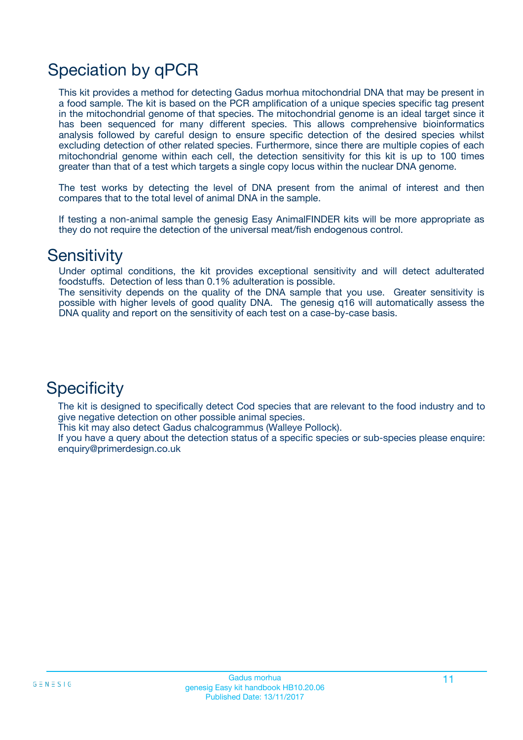# Speciation by qPCR

This kit provides a method for detecting Gadus morhua mitochondrial DNA that may be present in a food sample. The kit is based on the PCR amplification of a unique species specific tag present in the mitochondrial genome of that species. The mitochondrial genome is an ideal target since it has been sequenced for many different species. This allows comprehensive bioinformatics analysis followed by careful design to ensure specific detection of the desired species whilst excluding detection of other related species. Furthermore, since there are multiple copies of each mitochondrial genome within each cell, the detection sensitivity for this kit is up to 100 times greater than that of a test which targets a single copy locus within the nuclear DNA genome.

The test works by detecting the level of DNA present from the animal of interest and then compares that to the total level of animal DNA in the sample.

If testing a non-animal sample the genesig Easy AnimalFINDER kits will be more appropriate as they do not require the detection of the universal meat/fish endogenous control.

# Sensitivity

Under optimal conditions, the kit provides exceptional sensitivity and will detect adulterated foodstuffs. Detection of less than 0.1% adulteration is possible.
The sensitivity depends on the quality of the DNA sample that you use. Greater sensitivity is possible with higher levels of good quality DNA. The genesig q16 will automatically assess the DNA quality and report on the sensitivity of each test on a case-by-case basis.

# Specificity

The kit is designed to specifically detect Cod species that are relevant to the food industry and to give negative detection on other possible animal species.
This kit may also detect Gadus chalcogrammus (Walleye Pollock).
If you have a query about the detection status of a specific species or sub-species please enquire: enquiry@primerdesign.co.uk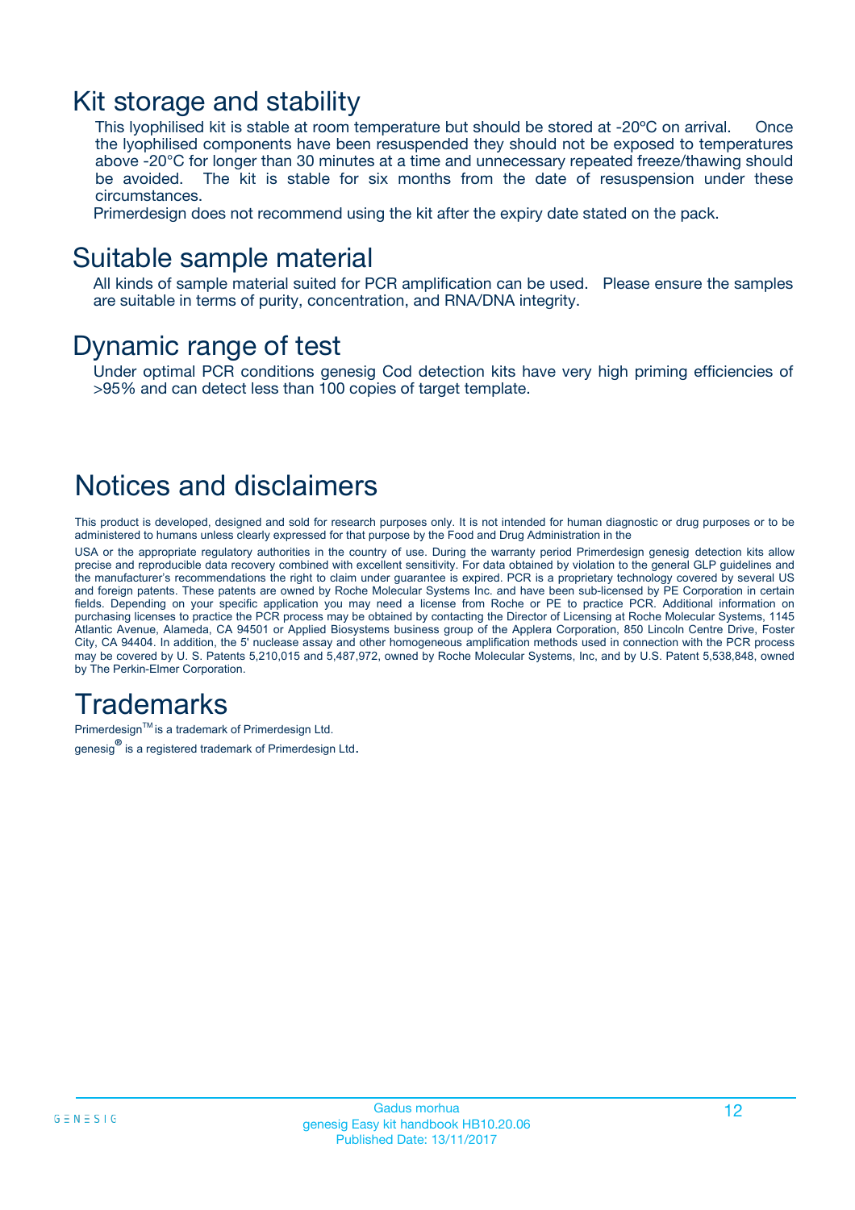## Kit storage and stability

This lyophilised kit is stable at room temperature but should be stored at -20ºC on arrival. Once the lyophilised components have been resuspended they should not be exposed to temperatures above -20°C for longer than 30 minutes at a time and unnecessary repeated freeze/thawing should be avoided. The kit is stable for six months from the date of resuspension under these circumstances.

Primerdesign does not recommend using the kit after the expiry date stated on the pack.

## Suitable sample material

All kinds of sample material suited for PCR amplification can be used. Please ensure the samples are suitable in terms of purity, concentration, and RNA/DNA integrity.

## Dynamic range of test

Under optimal PCR conditions genesig Cod detection kits have very high priming efficiencies of >95% and can detect less than 100 copies of target template.

# Notices and disclaimers

This product is developed, designed and sold for research purposes only. It is not intended for human diagnostic or drug purposes or to be administered to humans unless clearly expressed for that purpose by the Food and Drug Administration in the

USA or the appropriate regulatory authorities in the country of use. During the warranty period Primerdesign genesig detection kits allow precise and reproducible data recovery combined with excellent sensitivity. For data obtained by violation to the general GLP guidelines and the manufacturer's recommendations the right to claim under guarantee is expired. PCR is a proprietary technology covered by several US and foreign patents. These patents are owned by Roche Molecular Systems Inc. and have been sub-licensed by PE Corporation in certain fields. Depending on your specific application you may need a license from Roche or PE to practice PCR. Additional information on purchasing licenses to practice the PCR process may be obtained by contacting the Director of Licensing at Roche Molecular Systems, 1145 Atlantic Avenue, Alameda, CA 94501 or Applied Biosystems business group of the Applera Corporation, 850 Lincoln Centre Drive, Foster City, CA 94404. In addition, the 5' nuclease assay and other homogeneous amplification methods used in connection with the PCR process may be covered by U. S. Patents 5,210,015 and 5,487,972, owned by Roche Molecular Systems, Inc, and by U.S. Patent 5,538,848, owned by The Perkin-Elmer Corporation.

# Trademarks

Primerdesign™ is a trademark of Primerdesign Ltd.

genesig® is a registered trademark of Primerdesign Ltd.